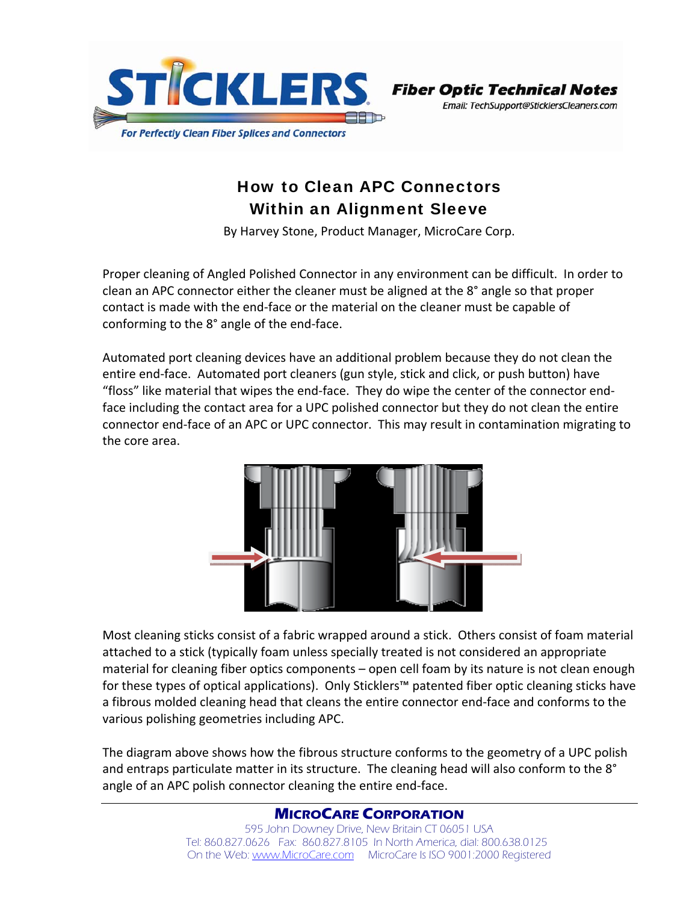STICKLERS

For Perfectly Clean Fiber Splices and Connectors

**Fiber Optic Technical Notes**

*Email: TechSupport@SticklersCleaners.com*

# How to Clean APC Connectors Within an Alignment Sleeve

By Harvey Stone, Product Manager, MicroCare Corp.

Proper cleaning of Angled Polished Connector in any environment can be difficult. In order to clean an APC connector either the cleaner must be aligned at the 8° angle so that proper contact is made with the end-face or the material on the cleaner must be capable of conforming to the 8° angle of the end-face.

Automated port cleaning devices have an additional problem because they do not clean the entire end-face. Automated port cleaners (gun style, stick and click, or push button) have "floss" like material that wipes the end-face. They do wipe the center of the connector end-face including the contact area for a UPC polished connector but they do not clean the entire connector end-face of an APC or UPC connector. This may result in contamination migrating to the core area.

Most cleaning sticks consist of a fabric wrapped around a stick. Others consist of foam material attached to a stick (typically foam unless specially treated is not considered an appropriate material for cleaning fiber optics components – open cell foam by its nature is not clean enough for these types of optical applications). Only Sticklers™ patented fiber optic cleaning sticks have a fibrous molded cleaning head that cleans the entire connector end-face and conforms to the various polishing geometries including APC.

The diagram above shows how the fibrous structure conforms to the geometry of a UPC polish and entraps particulate matter in its structure. The cleaning head will also conform to the 8° angle of an APC polish connector cleaning the entire end-face.

**MicroCare Corporation**

595 John Downey Drive, New Britain CT 06051 USA

Tel: 860.827.0626 Fax: 860.827.8105 In North America, dial: 800.638.0125

On the Web: www.MicroCare.com MicroCare Is ISO 9001:2000 Registered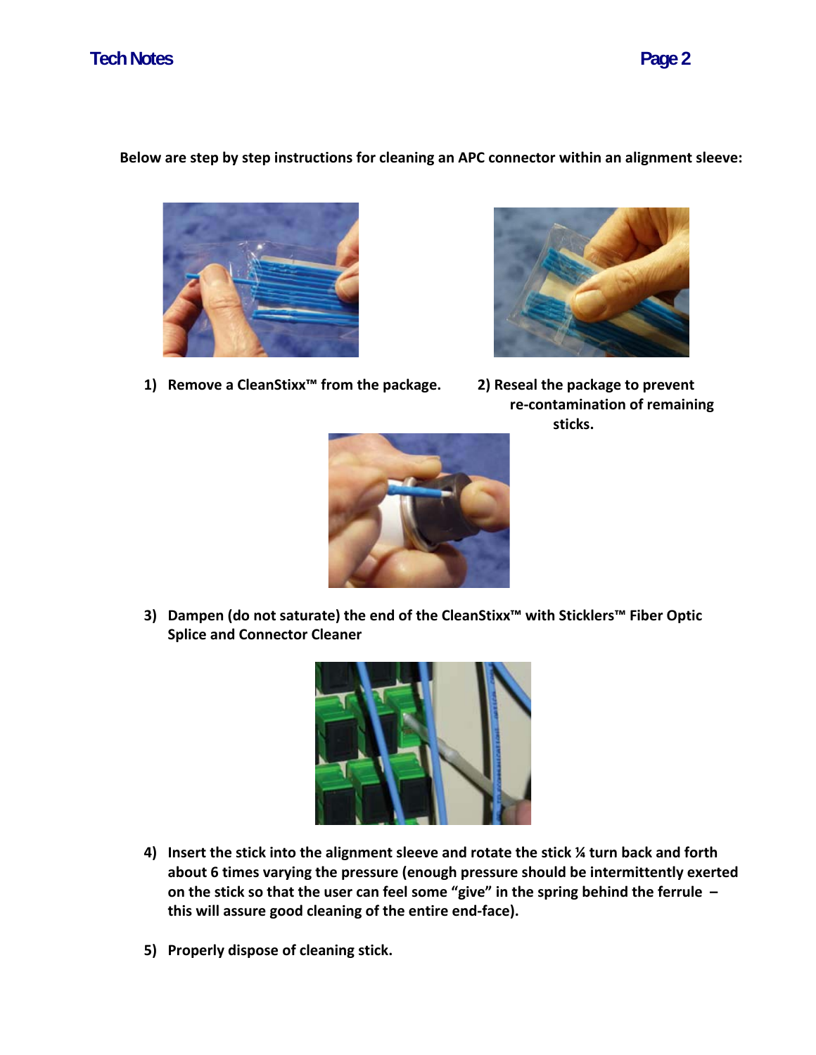**Below are step by step instructions for cleaning an APC connector within an alignment sleeve:**

1) **Remove a CleanStixx™ from the package.**

2) **Reseal the package to prevent re-contamination of remaining sticks.**

3) **Dampen (do not saturate) the end of the CleanStixx™ with Sticklers™ Fiber Optic Splice and Connector Cleaner**

4) **Insert the stick into the alignment sleeve and rotate the stick ¼ turn back and forth about 6 times varying the pressure (enough pressure should be intermittently exerted on the stick so that the user can feel some "give" in the spring behind the ferrule – this will assure good cleaning of the entire end-face).**

5) **Properly dispose of cleaning stick.**